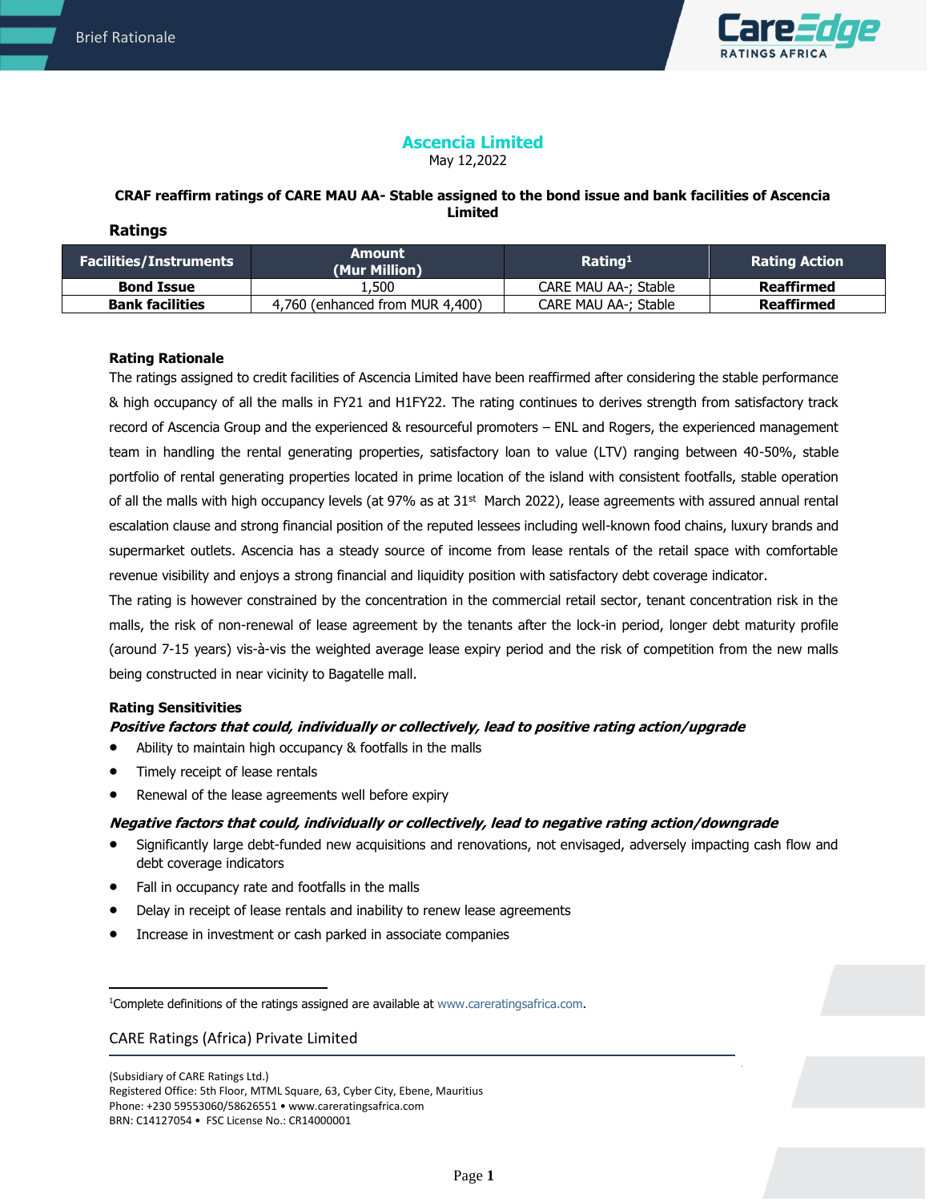# Ascencia Limited

May 12,2022

**CRAF reaffirm ratings of CARE MAU AA- Stable assigned to the bond issue and bank facilities of Ascencia Limited**

## Ratings

| Facilities/Instruments | Amount (Mur Million) | Rating[1] | Rating Action |
|---|---|---|---|
| **Bond Issue** | 1,500 | CARE MAU AA-; Stable | **Reaffirmed** |
| **Bank facilities** | 4,760 (enhanced from MUR 4,400) | CARE MAU AA-; Stable | **Reaffirmed** |

### Rating Rationale

The ratings assigned to credit facilities of Ascencia Limited have been reaffirmed after considering the stable performance & high occupancy of all the malls in FY21 and H1FY22. The rating continues to derives strength from satisfactory track record of Ascencia Group and the experienced & resourceful promoters – ENL and Rogers, the experienced management team in handling the rental generating properties, satisfactory loan to value (LTV) ranging between 40-50%, stable portfolio of rental generating properties located in prime location of the island with consistent footfalls, stable operation of all the malls with high occupancy levels (at 97% as at 31st March 2022), lease agreements with assured annual rental escalation clause and strong financial position of the reputed lessees including well-known food chains, luxury brands and supermarket outlets. Ascencia has a steady source of income from lease rentals of the retail space with comfortable revenue visibility and enjoys a strong financial and liquidity position with satisfactory debt coverage indicator.

The rating is however constrained by the concentration in the commercial retail sector, tenant concentration risk in the malls, the risk of non-renewal of lease agreement by the tenants after the lock-in period, longer debt maturity profile (around 7-15 years) vis-à-vis the weighted average lease expiry period and the risk of competition from the new malls being constructed in near vicinity to Bagatelle mall.

### Rating Sensitivities

***Positive factors that could, individually or collectively, lead to positive rating action/upgrade***

- Ability to maintain high occupancy & footfalls in the malls
- Timely receipt of lease rentals
- Renewal of the lease agreements well before expiry

***Negative factors that could, individually or collectively, lead to negative rating action/downgrade***

- Significantly large debt-funded new acquisitions and renovations, not envisaged, adversely impacting cash flow and debt coverage indicators
- Fall in occupancy rate and footfalls in the malls
- Delay in receipt of lease rentals and inability to renew lease agreements
- Increase in investment or cash parked in associate companies

[1]Complete definitions of the ratings assigned are available at www.careratingsafrica.com.

CARE Ratings (Africa) Private Limited

(Subsidiary of CARE Ratings Ltd.)
Registered Office: 5th Floor, MTML Square, 63, Cyber City, Ebene, Mauritius
Phone: +230 59553060/58626551 • www.careratingsafrica.com
BRN: C14127054 • FSC License No.: CR14000001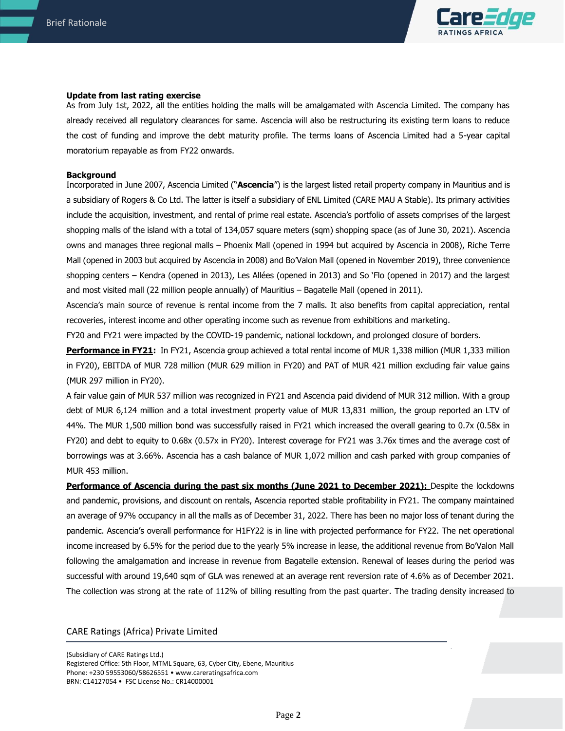**Update from last rating exercise**

As from July 1st, 2022, all the entities holding the malls will be amalgamated with Ascencia Limited. The company has already received all regulatory clearances for same. Ascencia will also be restructuring its existing term loans to reduce the cost of funding and improve the debt maturity profile. The terms loans of Ascencia Limited had a 5-year capital moratorium repayable as from FY22 onwards.

**Background**

Incorporated in June 2007, Ascencia Limited ("**Ascencia**") is the largest listed retail property company in Mauritius and is a subsidiary of Rogers & Co Ltd. The latter is itself a subsidiary of ENL Limited (CARE MAU A Stable). Its primary activities include the acquisition, investment, and rental of prime real estate. Ascencia's portfolio of assets comprises of the largest shopping malls of the island with a total of 134,057 square meters (sqm) shopping space (as of June 30, 2021). Ascencia owns and manages three regional malls – Phoenix Mall (opened in 1994 but acquired by Ascencia in 2008), Riche Terre Mall (opened in 2003 but acquired by Ascencia in 2008) and Bo'Valon Mall (opened in November 2019), three convenience shopping centers – Kendra (opened in 2013), Les Allées (opened in 2013) and So 'Flo (opened in 2017) and the largest and most visited mall (22 million people annually) of Mauritius – Bagatelle Mall (opened in 2011).

Ascencia's main source of revenue is rental income from the 7 malls. It also benefits from capital appreciation, rental recoveries, interest income and other operating income such as revenue from exhibitions and marketing.

FY20 and FY21 were impacted by the COVID-19 pandemic, national lockdown, and prolonged closure of borders.

**Performance in FY21:** In FY21, Ascencia group achieved a total rental income of MUR 1,338 million (MUR 1,333 million in FY20), EBITDA of MUR 728 million (MUR 629 million in FY20) and PAT of MUR 421 million excluding fair value gains (MUR 297 million in FY20).

A fair value gain of MUR 537 million was recognized in FY21 and Ascencia paid dividend of MUR 312 million. With a group debt of MUR 6,124 million and a total investment property value of MUR 13,831 million, the group reported an LTV of 44%. The MUR 1,500 million bond was successfully raised in FY21 which increased the overall gearing to 0.7x (0.58x in FY20) and debt to equity to 0.68x (0.57x in FY20). Interest coverage for FY21 was 3.76x times and the average cost of borrowings was at 3.66%. Ascencia has a cash balance of MUR 1,072 million and cash parked with group companies of MUR 453 million.

**Performance of Ascencia during the past six months (June 2021 to December 2021):** Despite the lockdowns and pandemic, provisions, and discount on rentals, Ascencia reported stable profitability in FY21. The company maintained an average of 97% occupancy in all the malls as of December 31, 2022. There has been no major loss of tenant during the pandemic. Ascencia's overall performance for H1FY22 is in line with projected performance for FY22. The net operational income increased by 6.5% for the period due to the yearly 5% increase in lease, the additional revenue from Bo'Valon Mall following the amalgamation and increase in revenue from Bagatelle extension. Renewal of leases during the period was successful with around 19,640 sqm of GLA was renewed at an average rent reversion rate of 4.6% as of December 2021. The collection was strong at the rate of 112% of billing resulting from the past quarter. The trading density increased to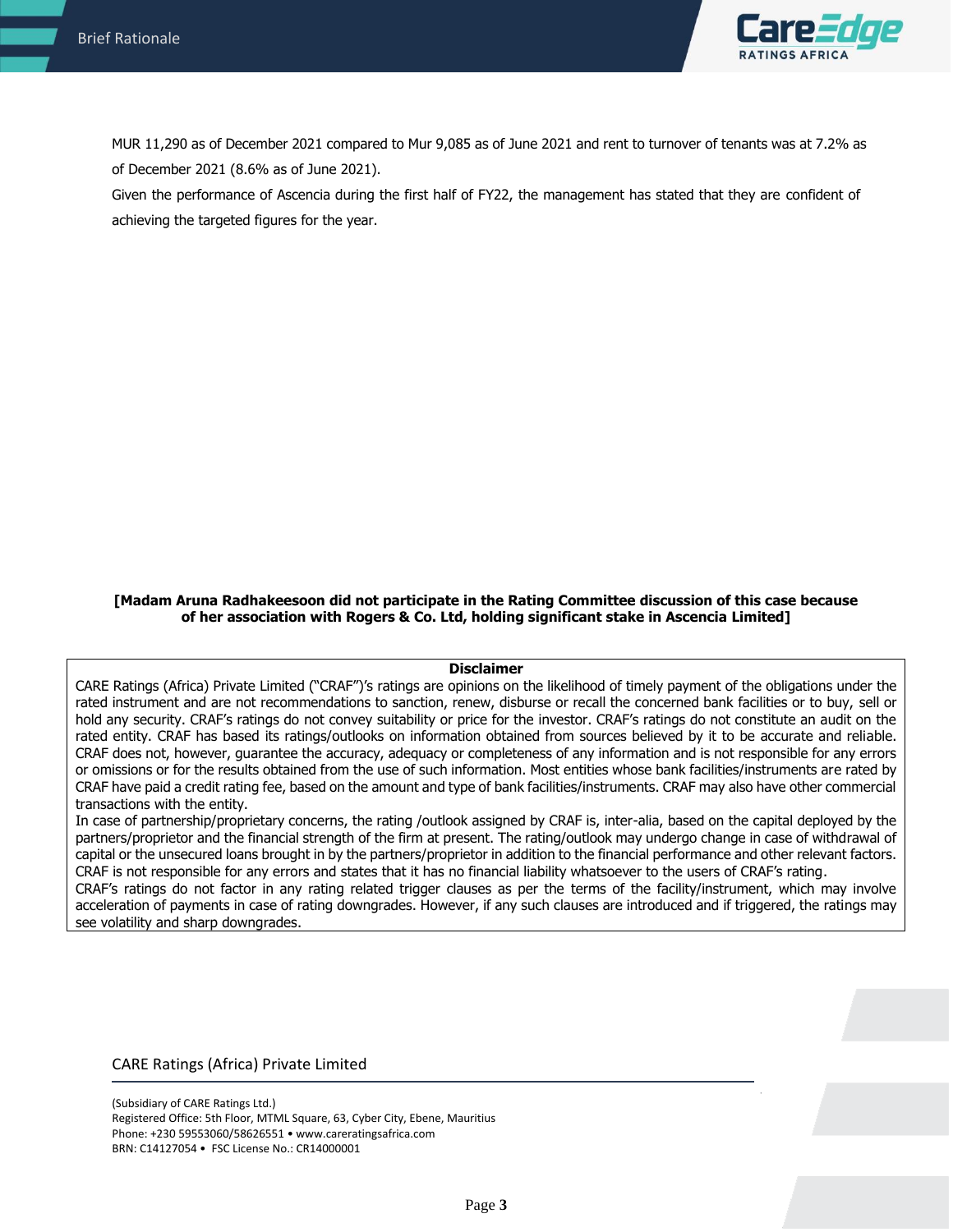MUR 11,290 as of December 2021 compared to Mur 9,085 as of June 2021 and rent to turnover of tenants was at 7.2% as of December 2021 (8.6% as of June 2021).

Given the performance of Ascencia during the first half of FY22, the management has stated that they are confident of achieving the targeted figures for the year.

**[Madam Aruna Radhakeesoon did not participate in the Rating Committee discussion of this case because of her association with Rogers & Co. Ltd, holding significant stake in Ascencia Limited]**

**Disclaimer**

CARE Ratings (Africa) Private Limited ("CRAF")'s ratings are opinions on the likelihood of timely payment of the obligations under the rated instrument and are not recommendations to sanction, renew, disburse or recall the concerned bank facilities or to buy, sell or hold any security. CRAF's ratings do not convey suitability or price for the investor. CRAF's ratings do not constitute an audit on the rated entity. CRAF has based its ratings/outlooks on information obtained from sources believed by it to be accurate and reliable. CRAF does not, however, guarantee the accuracy, adequacy or completeness of any information and is not responsible for any errors or omissions or for the results obtained from the use of such information. Most entities whose bank facilities/instruments are rated by CRAF have paid a credit rating fee, based on the amount and type of bank facilities/instruments. CRAF may also have other commercial transactions with the entity.

In case of partnership/proprietary concerns, the rating /outlook assigned by CRAF is, inter-alia, based on the capital deployed by the partners/proprietor and the financial strength of the firm at present. The rating/outlook may undergo change in case of withdrawal of capital or the unsecured loans brought in by the partners/proprietor in addition to the financial performance and other relevant factors. CRAF is not responsible for any errors and states that it has no financial liability whatsoever to the users of CRAF's rating.

CRAF's ratings do not factor in any rating related trigger clauses as per the terms of the facility/instrument, which may involve acceleration of payments in case of rating downgrades. However, if any such clauses are introduced and if triggered, the ratings may see volatility and sharp downgrades.

CARE Ratings (Africa) Private Limited

(Subsidiary of CARE Ratings Ltd.)
Registered Office: 5th Floor, MTML Square, 63, Cyber City, Ebene, Mauritius
Phone: +230 59553060/58626551 • www.careratingsafrica.com
BRN: C14127054 • FSC License No.: CR14000001